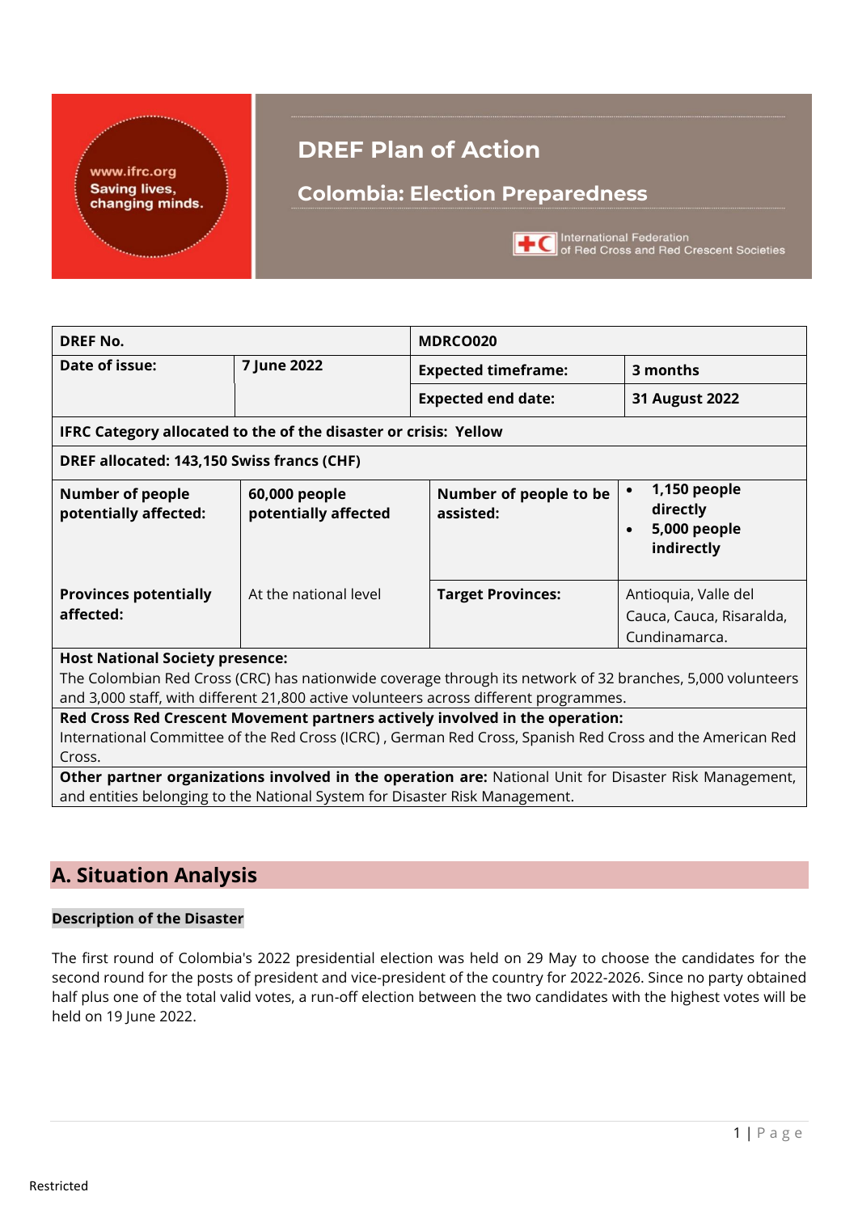# DREF Plan of Action

## Colombia: Election Preparedness

| DREF No. | | MDRCO020 | |
|---|---|---|---|
| **Date of issue:** | **7 June 2022** | **Expected timeframe:** | **3 months** |
| | | **Expected end date:** | **31 August 2022** |
| **IFRC Category allocated to the of the disaster or crisis: Yellow** | | | |
| **DREF allocated: 143,150 Swiss francs (CHF)** | | | |
| **Number of people potentially affected:** | **60,000 people potentially affected** | **Number of people to be assisted:** | • **1,150 people directly** • **5,000 people indirectly** |
| **Provinces potentially affected:** | At the national level | **Target Provinces:** | Antioquia, Valle del Cauca, Cauca, Risaralda, Cundinamarca. |

**Host National Society presence:**
The Colombian Red Cross (CRC) has nationwide coverage through its network of 32 branches, 5,000 volunteers and 3,000 staff, with different 21,800 active volunteers across different programmes.

**Red Cross Red Crescent Movement partners actively involved in the operation:**
International Committee of the Red Cross (ICRC) , German Red Cross, Spanish Red Cross and the American Red Cross.

**Other partner organizations involved in the operation are:** National Unit for Disaster Risk Management, and entities belonging to the National System for Disaster Risk Management.

## A. Situation Analysis

### Description of the Disaster

The first round of Colombia's 2022 presidential election was held on 29 May to choose the candidates for the second round for the posts of president and vice-president of the country for 2022-2026. Since no party obtained half plus one of the total valid votes, a run-off election between the two candidates with the highest votes will be held on 19 June 2022.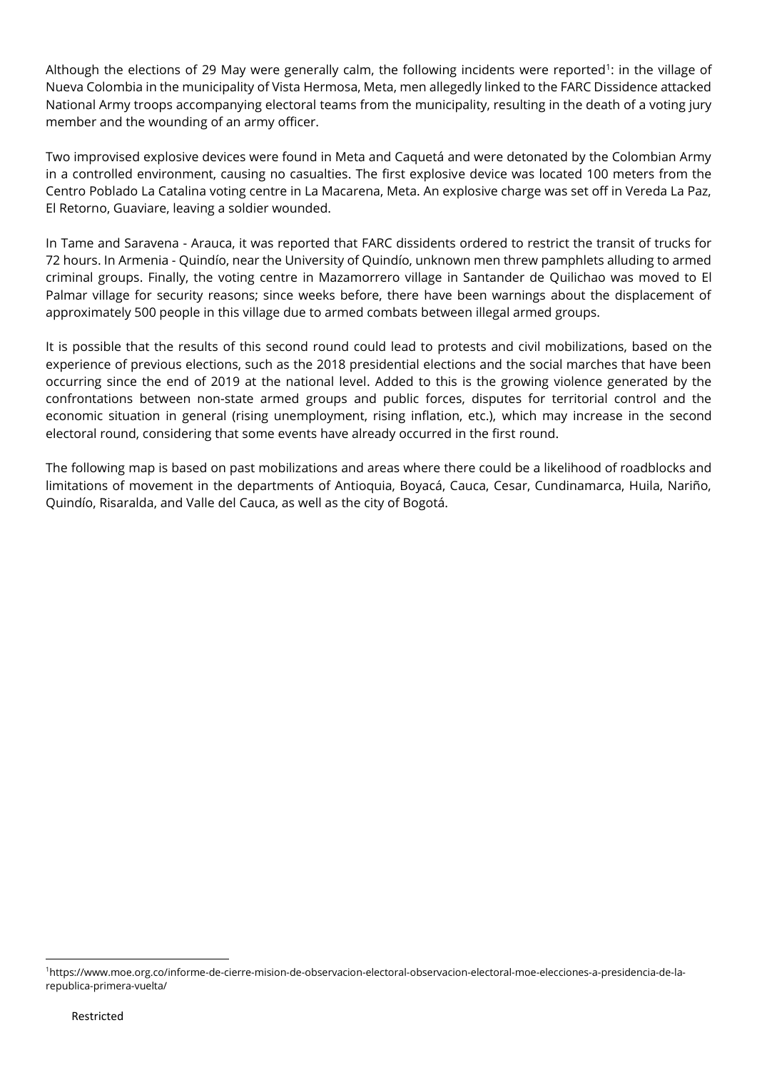Although the elections of 29 May were generally calm, the following incidents were reported[1]: in the village of Nueva Colombia in the municipality of Vista Hermosa, Meta, men allegedly linked to the FARC Dissidence attacked National Army troops accompanying electoral teams from the municipality, resulting in the death of a voting jury member and the wounding of an army officer.

Two improvised explosive devices were found in Meta and Caquetá and were detonated by the Colombian Army in a controlled environment, causing no casualties. The first explosive device was located 100 meters from the Centro Poblado La Catalina voting centre in La Macarena, Meta. An explosive charge was set off in Vereda La Paz, El Retorno, Guaviare, leaving a soldier wounded.

In Tame and Saravena - Arauca, it was reported that FARC dissidents ordered to restrict the transit of trucks for 72 hours. In Armenia - Quindío, near the University of Quindío, unknown men threw pamphlets alluding to armed criminal groups. Finally, the voting centre in Mazamorrero village in Santander de Quilichao was moved to El Palmar village for security reasons; since weeks before, there have been warnings about the displacement of approximately 500 people in this village due to armed combats between illegal armed groups.

It is possible that the results of this second round could lead to protests and civil mobilizations, based on the experience of previous elections, such as the 2018 presidential elections and the social marches that have been occurring since the end of 2019 at the national level. Added to this is the growing violence generated by the confrontations between non-state armed groups and public forces, disputes for territorial control and the economic situation in general (rising unemployment, rising inflation, etc.), which may increase in the second electoral round, considering that some events have already occurred in the first round.

The following map is based on past mobilizations and areas where there could be a likelihood of roadblocks and limitations of movement in the departments of Antioquia, Boyacá, Cauca, Cesar, Cundinamarca, Huila, Nariño, Quindío, Risaralda, and Valle del Cauca, as well as the city of Bogotá.

[1] https://www.moe.org.co/informe-de-cierre-mision-de-observacion-electoral-observacion-electoral-moe-elecciones-a-presidencia-de-la-republica-primera-vuelta/

Restricted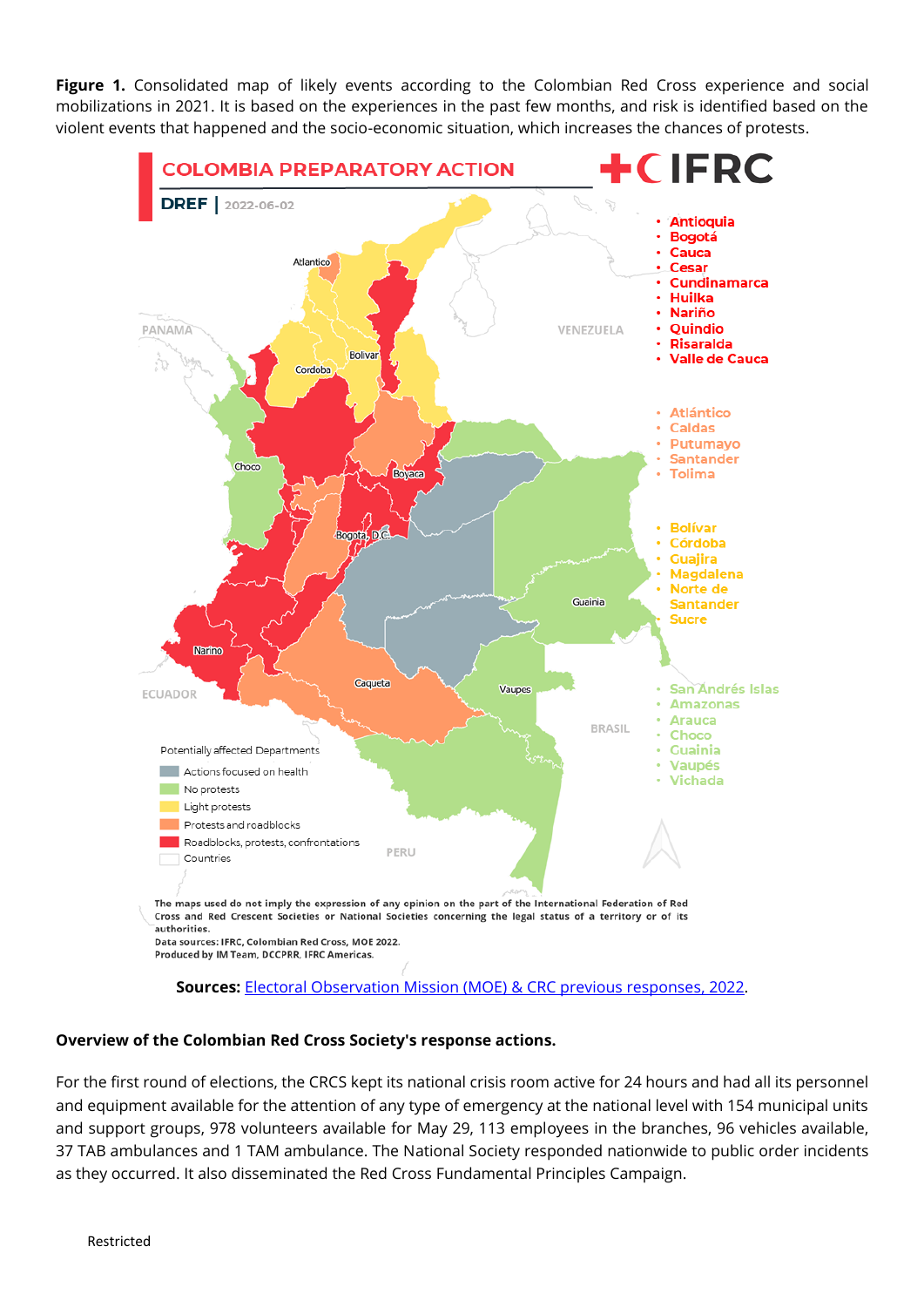**Figure 1.** Consolidated map of likely events according to the Colombian Red Cross experience and social mobilizations in 2021. It is based on the experiences in the past few months, and risk is identified based on the violent events that happened and the socio-economic situation, which increases the chances of protests.

**Sources:** [Electoral Observation Mission (MOE) & CRC previous responses, 2022](#).

**Overview of the Colombian Red Cross Society's response actions.**

For the first round of elections, the CRCS kept its national crisis room active for 24 hours and had all its personnel and equipment available for the attention of any type of emergency at the national level with 154 municipal units and support groups, 978 volunteers available for May 29, 113 employees in the branches, 96 vehicles available, 37 TAB ambulances and 1 TAM ambulance. The National Society responded nationwide to public order incidents as they occurred. It also disseminated the Red Cross Fundamental Principles Campaign.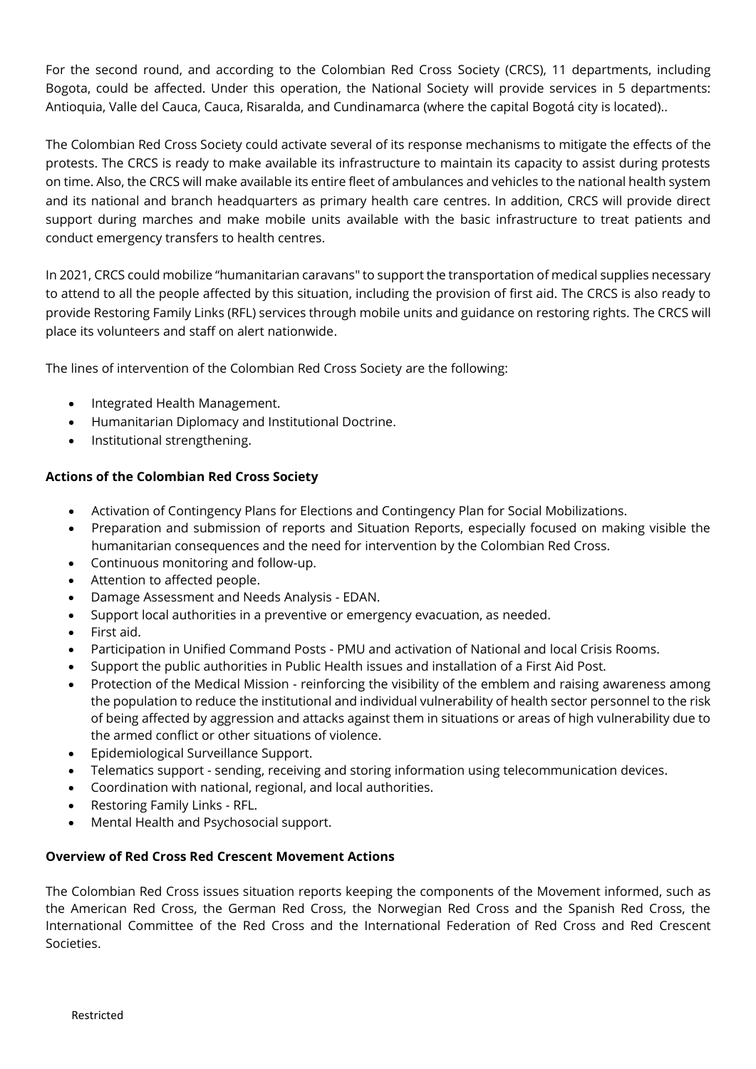For the second round, and according to the Colombian Red Cross Society (CRCS), 11 departments, including Bogota, could be affected. Under this operation, the National Society will provide services in 5 departments: Antioquia, Valle del Cauca, Cauca, Risaralda, and Cundinamarca (where the capital Bogotá city is located)..

The Colombian Red Cross Society could activate several of its response mechanisms to mitigate the effects of the protests. The CRCS is ready to make available its infrastructure to maintain its capacity to assist during protests on time. Also, the CRCS will make available its entire fleet of ambulances and vehicles to the national health system and its national and branch headquarters as primary health care centres. In addition, CRCS will provide direct support during marches and make mobile units available with the basic infrastructure to treat patients and conduct emergency transfers to health centres.

In 2021, CRCS could mobilize "humanitarian caravans" to support the transportation of medical supplies necessary to attend to all the people affected by this situation, including the provision of first aid. The CRCS is also ready to provide Restoring Family Links (RFL) services through mobile units and guidance on restoring rights. The CRCS will place its volunteers and staff on alert nationwide.

The lines of intervention of the Colombian Red Cross Society are the following:

- Integrated Health Management.
- Humanitarian Diplomacy and Institutional Doctrine.
- Institutional strengthening.

**Actions of the Colombian Red Cross Society**

- Activation of Contingency Plans for Elections and Contingency Plan for Social Mobilizations.
- Preparation and submission of reports and Situation Reports, especially focused on making visible the humanitarian consequences and the need for intervention by the Colombian Red Cross.
- Continuous monitoring and follow-up.
- Attention to affected people.
- Damage Assessment and Needs Analysis - EDAN.
- Support local authorities in a preventive or emergency evacuation, as needed.
- First aid.
- Participation in Unified Command Posts - PMU and activation of National and local Crisis Rooms.
- Support the public authorities in Public Health issues and installation of a First Aid Post.
- Protection of the Medical Mission - reinforcing the visibility of the emblem and raising awareness among the population to reduce the institutional and individual vulnerability of health sector personnel to the risk of being affected by aggression and attacks against them in situations or areas of high vulnerability due to the armed conflict or other situations of violence.
- Epidemiological Surveillance Support.
- Telematics support - sending, receiving and storing information using telecommunication devices.
- Coordination with national, regional, and local authorities.
- Restoring Family Links - RFL.
- Mental Health and Psychosocial support.

**Overview of Red Cross Red Crescent Movement Actions**

The Colombian Red Cross issues situation reports keeping the components of the Movement informed, such as the American Red Cross, the German Red Cross, the Norwegian Red Cross and the Spanish Red Cross, the International Committee of the Red Cross and the International Federation of Red Cross and Red Crescent Societies.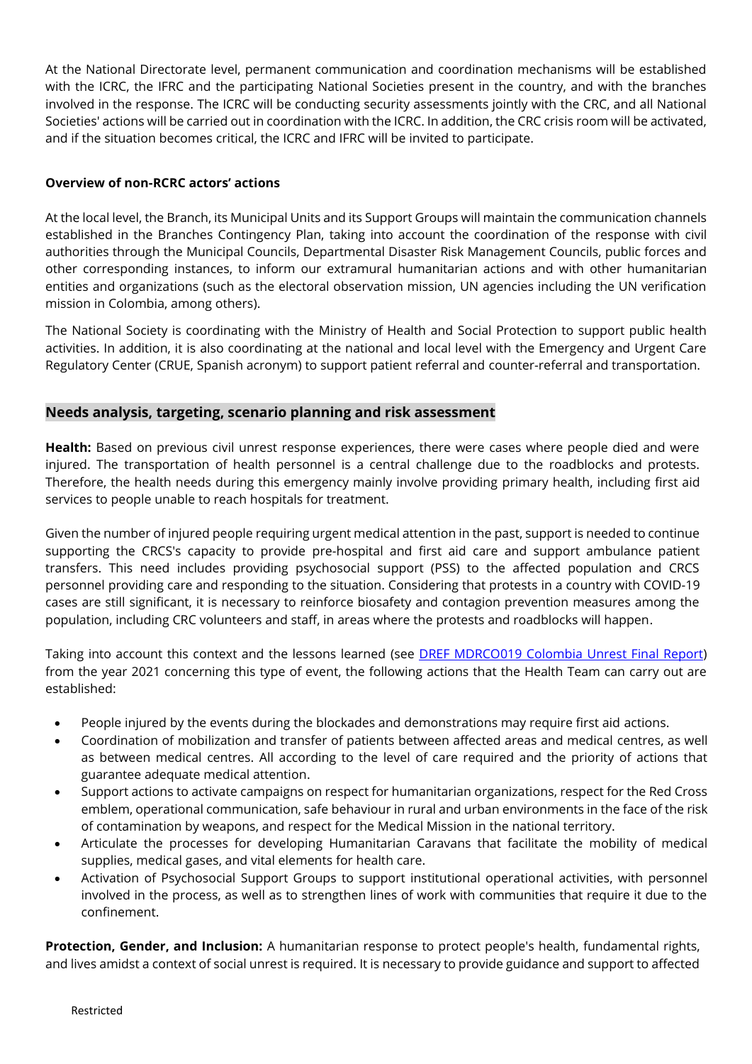At the National Directorate level, permanent communication and coordination mechanisms will be established with the ICRC, the IFRC and the participating National Societies present in the country, and with the branches involved in the response. The ICRC will be conducting security assessments jointly with the CRC, and all National Societies' actions will be carried out in coordination with the ICRC. In addition, the CRC crisis room will be activated, and if the situation becomes critical, the ICRC and IFRC will be invited to participate.

**Overview of non-RCRC actors' actions**

At the local level, the Branch, its Municipal Units and its Support Groups will maintain the communication channels established in the Branches Contingency Plan, taking into account the coordination of the response with civil authorities through the Municipal Councils, Departmental Disaster Risk Management Councils, public forces and other corresponding instances, to inform our extramural humanitarian actions and with other humanitarian entities and organizations (such as the electoral observation mission, UN agencies including the UN verification mission in Colombia, among others).

The National Society is coordinating with the Ministry of Health and Social Protection to support public health activities. In addition, it is also coordinating at the national and local level with the Emergency and Urgent Care Regulatory Center (CRUE, Spanish acronym) to support patient referral and counter-referral and transportation.

## Needs analysis, targeting, scenario planning and risk assessment

**Health:** Based on previous civil unrest response experiences, there were cases where people died and were injured. The transportation of health personnel is a central challenge due to the roadblocks and protests. Therefore, the health needs during this emergency mainly involve providing primary health, including first aid services to people unable to reach hospitals for treatment.

Given the number of injured people requiring urgent medical attention in the past, support is needed to continue supporting the CRCS's capacity to provide pre-hospital and first aid care and support ambulance patient transfers. This need includes providing psychosocial support (PSS) to the affected population and CRCS personnel providing care and responding to the situation. Considering that protests in a country with COVID-19 cases are still significant, it is necessary to reinforce biosafety and contagion prevention measures among the population, including CRC volunteers and staff, in areas where the protests and roadblocks will happen.

Taking into account this context and the lessons learned (see DREF MDRCO019 Colombia Unrest Final Report) from the year 2021 concerning this type of event, the following actions that the Health Team can carry out are established:

- People injured by the events during the blockades and demonstrations may require first aid actions.
- Coordination of mobilization and transfer of patients between affected areas and medical centres, as well as between medical centres. All according to the level of care required and the priority of actions that guarantee adequate medical attention.
- Support actions to activate campaigns on respect for humanitarian organizations, respect for the Red Cross emblem, operational communication, safe behaviour in rural and urban environments in the face of the risk of contamination by weapons, and respect for the Medical Mission in the national territory.
- Articulate the processes for developing Humanitarian Caravans that facilitate the mobility of medical supplies, medical gases, and vital elements for health care.
- Activation of Psychosocial Support Groups to support institutional operational activities, with personnel involved in the process, as well as to strengthen lines of work with communities that require it due to the confinement.

**Protection, Gender, and Inclusion:** A humanitarian response to protect people's health, fundamental rights, and lives amidst a context of social unrest is required. It is necessary to provide guidance and support to affected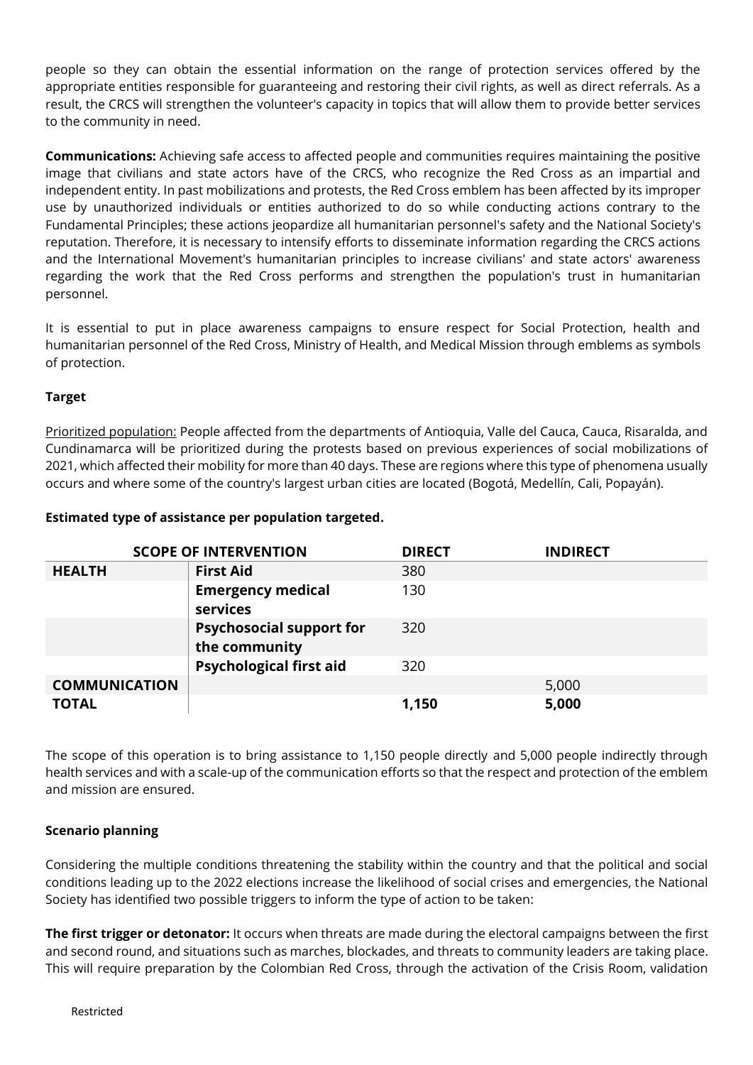people so they can obtain the essential information on the range of protection services offered by the appropriate entities responsible for guaranteeing and restoring their civil rights, as well as direct referrals. As a result, the CRCS will strengthen the volunteer's capacity in topics that will allow them to provide better services to the community in need.

**Communications:** Achieving safe access to affected people and communities requires maintaining the positive image that civilians and state actors have of the CRCS, who recognize the Red Cross as an impartial and independent entity. In past mobilizations and protests, the Red Cross emblem has been affected by its improper use by unauthorized individuals or entities authorized to do so while conducting actions contrary to the Fundamental Principles; these actions jeopardize all humanitarian personnel's safety and the National Society's reputation. Therefore, it is necessary to intensify efforts to disseminate information regarding the CRCS actions and the International Movement's humanitarian principles to increase civilians' and state actors' awareness regarding the work that the Red Cross performs and strengthen the population's trust in humanitarian personnel.

It is essential to put in place awareness campaigns to ensure respect for Social Protection, health and humanitarian personnel of the Red Cross, Ministry of Health, and Medical Mission through emblems as symbols of protection.

**Target**

Prioritized population: People affected from the departments of Antioquia, Valle del Cauca, Cauca, Risaralda, and Cundinamarca will be prioritized during the protests based on previous experiences of social mobilizations of 2021, which affected their mobility for more than 40 days. These are regions where this type of phenomena usually occurs and where some of the country's largest urban cities are located (Bogotá, Medellín, Cali, Popayán).

**Estimated type of assistance per population targeted.**

| SCOPE OF INTERVENTION | | DIRECT | INDIRECT |
|---|---|---|---|
| **HEALTH** | **First Aid** | 380 | |
| | **Emergency medical services** | 130 | |
| | **Psychosocial support for the community** | 320 | |
| | **Psychological first aid** | 320 | |
| **COMMUNICATION** | | | 5,000 |
| **TOTAL** | | **1,150** | **5,000** |

The scope of this operation is to bring assistance to 1,150 people directly and 5,000 people indirectly through health services and with a scale-up of the communication efforts so that the respect and protection of the emblem and mission are ensured.

**Scenario planning**

Considering the multiple conditions threatening the stability within the country and that the political and social conditions leading up to the 2022 elections increase the likelihood of social crises and emergencies, the National Society has identified two possible triggers to inform the type of action to be taken:

**The first trigger or detonator:** It occurs when threats are made during the electoral campaigns between the first and second round, and situations such as marches, blockades, and threats to community leaders are taking place. This will require preparation by the Colombian Red Cross, through the activation of the Crisis Room, validation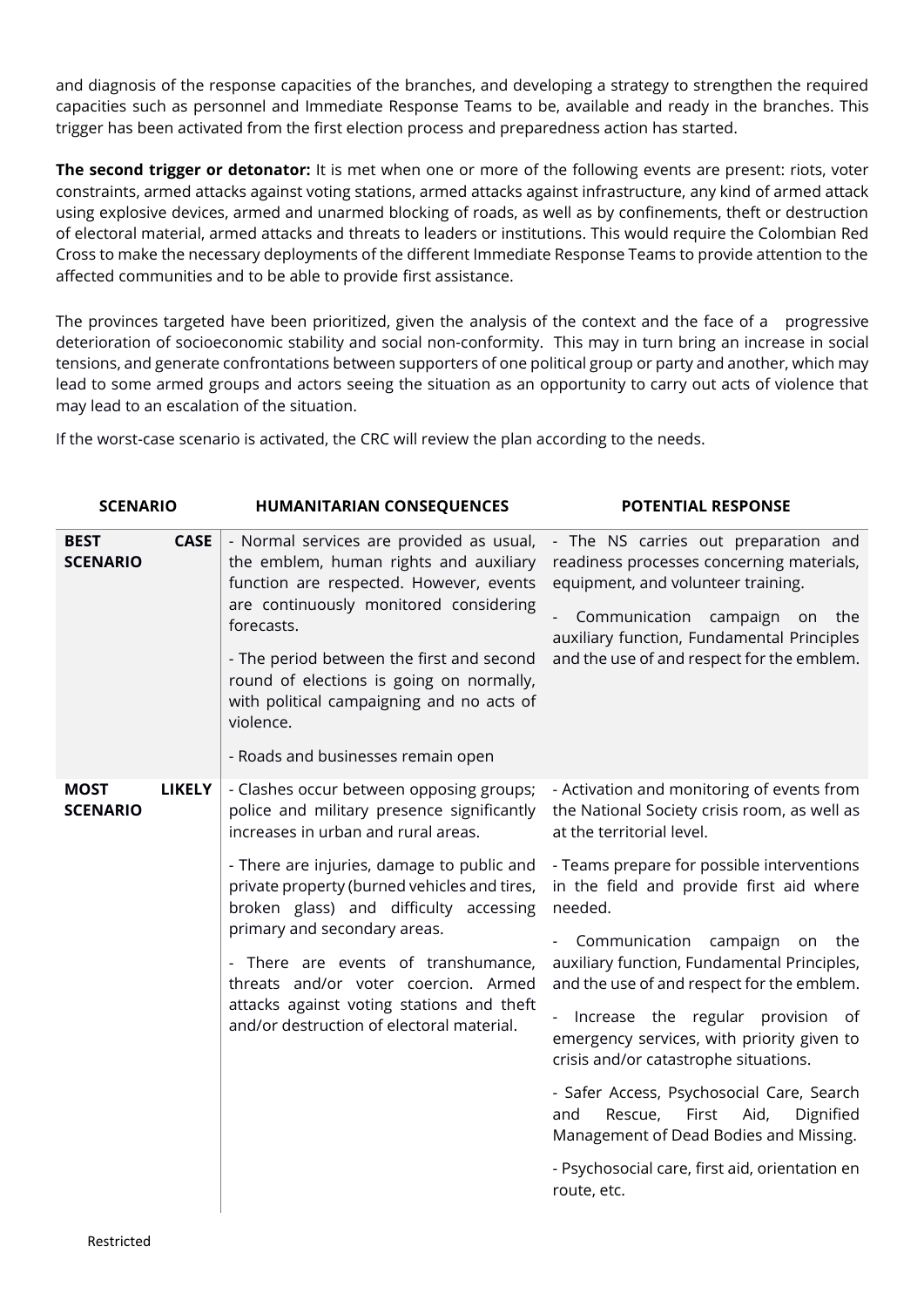and diagnosis of the response capacities of the branches, and developing a strategy to strengthen the required capacities such as personnel and Immediate Response Teams to be, available and ready in the branches. This trigger has been activated from the first election process and preparedness action has started.

**The second trigger or detonator:** It is met when one or more of the following events are present: riots, voter constraints, armed attacks against voting stations, armed attacks against infrastructure, any kind of armed attack using explosive devices, armed and unarmed blocking of roads, as well as by confinements, theft or destruction of electoral material, armed attacks and threats to leaders or institutions. This would require the Colombian Red Cross to make the necessary deployments of the different Immediate Response Teams to provide attention to the affected communities and to be able to provide first assistance.

The provinces targeted have been prioritized, given the analysis of the context and the face of a progressive deterioration of socioeconomic stability and social non-conformity. This may in turn bring an increase in social tensions, and generate confrontations between supporters of one political group or party and another, which may lead to some armed groups and actors seeing the situation as an opportunity to carry out acts of violence that may lead to an escalation of the situation.

If the worst-case scenario is activated, the CRC will review the plan according to the needs.

| SCENARIO | HUMANITARIAN CONSEQUENCES | POTENTIAL RESPONSE |
|---|---|---|
| **BEST CASE SCENARIO** | - Normal services are provided as usual, the emblem, human rights and auxiliary function are respected. However, events are continuously monitored considering forecasts.<br><br>- The period between the first and second round of elections is going on normally, with political campaigning and no acts of violence.<br><br>- Roads and businesses remain open | - The NS carries out preparation and readiness processes concerning materials, equipment, and volunteer training.<br><br>- Communication campaign on the auxiliary function, Fundamental Principles and the use of and respect for the emblem. |
| **MOST LIKELY SCENARIO** | - Clashes occur between opposing groups; police and military presence significantly increases in urban and rural areas.<br><br>- There are injuries, damage to public and private property (burned vehicles and tires, broken glass) and difficulty accessing primary and secondary areas.<br><br>- There are events of transhumance, threats and/or voter coercion. Armed attacks against voting stations and theft and/or destruction of electoral material. | - Activation and monitoring of events from the National Society crisis room, as well as at the territorial level.<br><br>- Teams prepare for possible interventions in the field and provide first aid where needed.<br><br>- Communication campaign on the auxiliary function, Fundamental Principles, and the use of and respect for the emblem.<br><br>- Increase the regular provision of emergency services, with priority given to crisis and/or catastrophe situations.<br><br>- Safer Access, Psychosocial Care, Search and Rescue, First Aid, Dignified Management of Dead Bodies and Missing.<br><br>- Psychosocial care, first aid, orientation en route, etc. |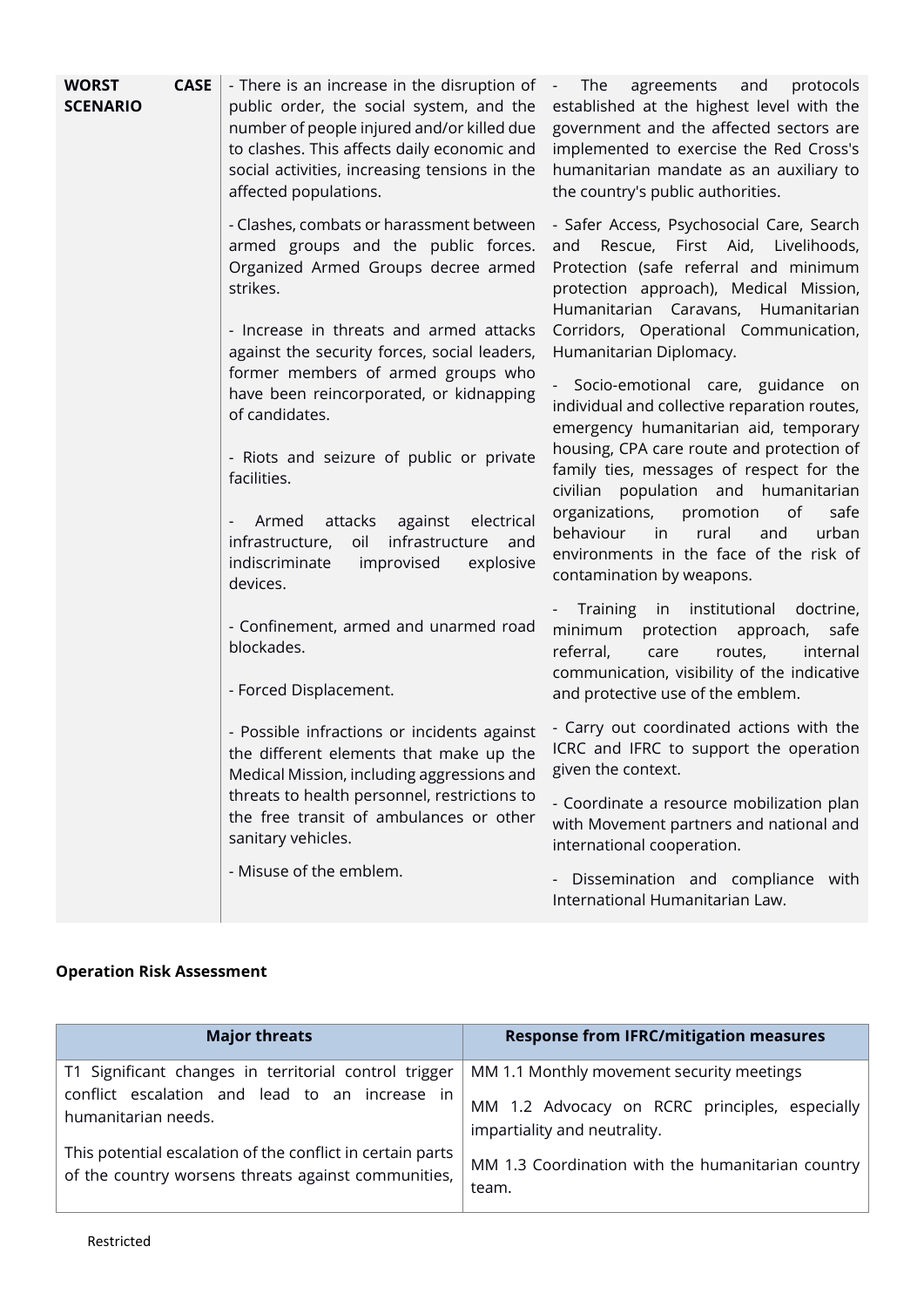| WORST CASE SCENARIO | - There is an increase in the disruption of public order, the social system, and the number of people injured and/or killed due to clashes. This affects daily economic and social activities, increasing tensions in the affected populations.<br><br>- Clashes, combats or harassment between armed groups and the public forces. Organized Armed Groups decree armed strikes.<br><br>- Increase in threats and armed attacks against the security forces, social leaders, former members of armed groups who have been reincorporated, or kidnapping of candidates.<br><br>- Riots and seizure of public or private facilities.<br><br>- Armed attacks against electrical infrastructure, oil infrastructure and indiscriminate improvised explosive devices.<br><br>- Confinement, armed and unarmed road blockades.<br><br>- Forced Displacement.<br><br>- Possible infractions or incidents against the different elements that make up the Medical Mission, including aggressions and threats to health personnel, restrictions to the free transit of ambulances or other sanitary vehicles.<br><br>- Misuse of the emblem. | - The agreements and protocols established at the highest level with the government and the affected sectors are implemented to exercise the Red Cross's humanitarian mandate as an auxiliary to the country's public authorities.<br><br>- Safer Access, Psychosocial Care, Search and Rescue, First Aid, Livelihoods, Protection (safe referral and minimum protection approach), Medical Mission, Humanitarian Caravans, Humanitarian Corridors, Operational Communication, Humanitarian Diplomacy.<br><br>- Socio-emotional care, guidance on individual and collective reparation routes, emergency humanitarian aid, temporary housing, CPA care route and protection of family ties, messages of respect for the civilian population and humanitarian organizations, promotion of safe behaviour in rural and urban environments in the face of the risk of contamination by weapons.<br><br>- Training in institutional doctrine, minimum protection approach, safe referral, care routes, internal communication, visibility of the indicative and protective use of the emblem.<br><br>- Carry out coordinated actions with the ICRC and IFRC to support the operation given the context.<br><br>- Coordinate a resource mobilization plan with Movement partners and national and international cooperation.<br><br>- Dissemination and compliance with International Humanitarian Law. |
|---|---|---|

**Operation Risk Assessment**

| Major threats | Response from IFRC/mitigation measures |
|---|---|
| T1 Significant changes in territorial control trigger conflict escalation and lead to an increase in humanitarian needs.<br><br>This potential escalation of the conflict in certain parts of the country worsens threats against communities, | MM 1.1 Monthly movement security meetings<br><br>MM 1.2 Advocacy on RCRC principles, especially impartiality and neutrality.<br><br>MM 1.3 Coordination with the humanitarian country team. |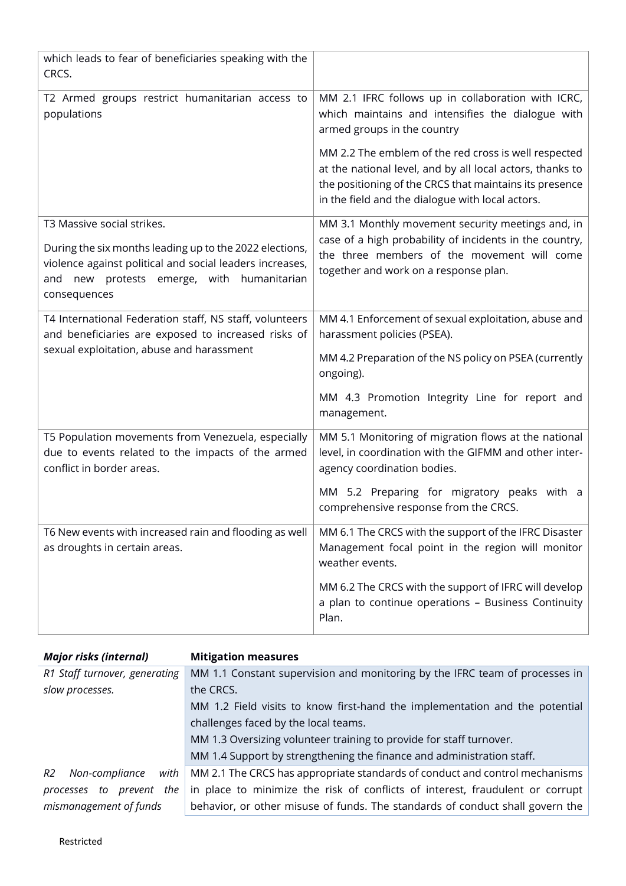| | |
|---|---|
| which leads to fear of beneficiaries speaking with the CRCS. | |
| T2 Armed groups restrict humanitarian access to populations | MM 2.1 IFRC follows up in collaboration with ICRC, which maintains and intensifies the dialogue with armed groups in the country<br><br>MM 2.2 The emblem of the red cross is well respected at the national level, and by all local actors, thanks to the positioning of the CRCS that maintains its presence in the field and the dialogue with local actors. |
| T3 Massive social strikes.<br><br>During the six months leading up to the 2022 elections, violence against political and social leaders increases, and new protests emerge, with humanitarian consequences | MM 3.1 Monthly movement security meetings and, in case of a high probability of incidents in the country, the three members of the movement will come together and work on a response plan. |
| T4 International Federation staff, NS staff, volunteers and beneficiaries are exposed to increased risks of sexual exploitation, abuse and harassment | MM 4.1 Enforcement of sexual exploitation, abuse and harassment policies (PSEA).<br><br>MM 4.2 Preparation of the NS policy on PSEA (currently ongoing).<br><br>MM 4.3 Promotion Integrity Line for report and management. |
| T5 Population movements from Venezuela, especially due to events related to the impacts of the armed conflict in border areas. | MM 5.1 Monitoring of migration flows at the national level, in coordination with the GIFMM and other inter-agency coordination bodies.<br><br>MM 5.2 Preparing for migratory peaks with a comprehensive response from the CRCS. |
| T6 New events with increased rain and flooding as well as droughts in certain areas. | MM 6.1 The CRCS with the support of the IFRC Disaster Management focal point in the region will monitor weather events.<br><br>MM 6.2 The CRCS with the support of IFRC will develop a plan to continue operations – Business Continuity Plan. |

| *Major risks (internal)* | **Mitigation measures** |
|---|---|
| *R1 Staff turnover, generating slow processes.* | MM 1.1 Constant supervision and monitoring by the IFRC team of processes in the CRCS.<br>MM 1.2 Field visits to know first-hand the implementation and the potential challenges faced by the local teams.<br>MM 1.3 Oversizing volunteer training to provide for staff turnover.<br>MM 1.4 Support by strengthening the finance and administration staff. |
| *R2 Non-compliance with processes to prevent the mismanagement of funds* | MM 2.1 The CRCS has appropriate standards of conduct and control mechanisms in place to minimize the risk of conflicts of interest, fraudulent or corrupt behavior, or other misuse of funds. The standards of conduct shall govern the |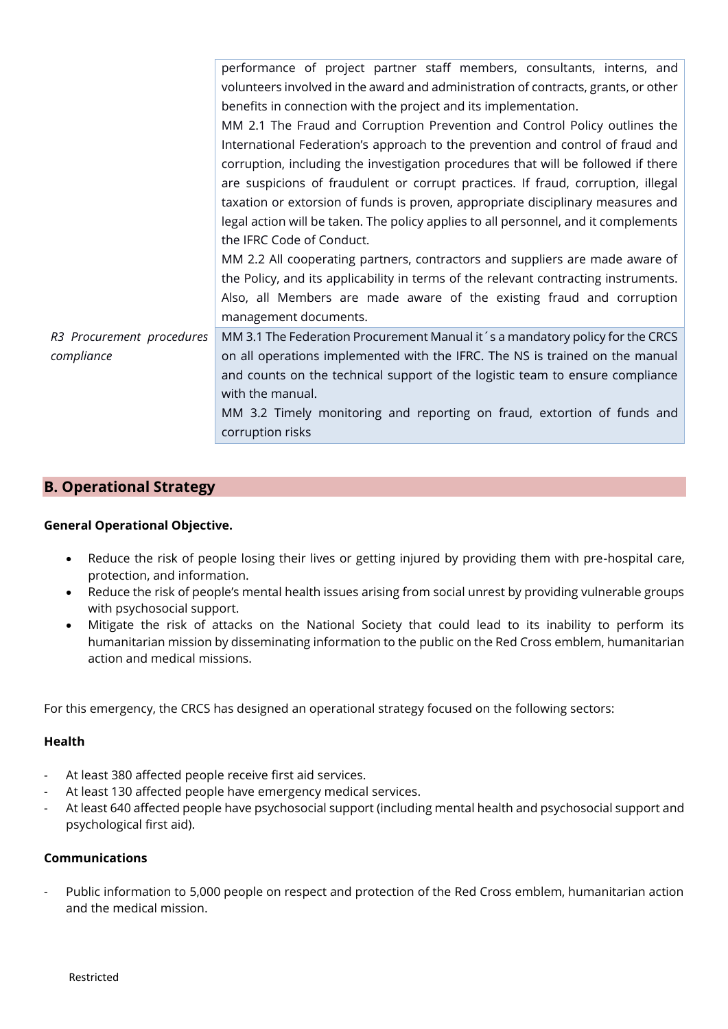| | |
|---|---|
| | performance of project partner staff members, consultants, interns, and volunteers involved in the award and administration of contracts, grants, or other benefits in connection with the project and its implementation.<br>MM 2.1 The Fraud and Corruption Prevention and Control Policy outlines the International Federation's approach to the prevention and control of fraud and corruption, including the investigation procedures that will be followed if there are suspicions of fraudulent or corrupt practices. If fraud, corruption, illegal taxation or extorsion of funds is proven, appropriate disciplinary measures and legal action will be taken. The policy applies to all personnel, and it complements the IFRC Code of Conduct.<br>MM 2.2 All cooperating partners, contractors and suppliers are made aware of the Policy, and its applicability in terms of the relevant contracting instruments. Also, all Members are made aware of the existing fraud and corruption management documents. |
| *R3 Procurement procedures compliance* | MM 3.1 The Federation Procurement Manual it´s a mandatory policy for the CRCS on all operations implemented with the IFRC. The NS is trained on the manual and counts on the technical support of the logistic team to ensure compliance with the manual.<br>MM 3.2 Timely monitoring and reporting on fraud, extortion of funds and corruption risks |

## B. Operational Strategy

**General Operational Objective.**

- Reduce the risk of people losing their lives or getting injured by providing them with pre-hospital care, protection, and information.
- Reduce the risk of people's mental health issues arising from social unrest by providing vulnerable groups with psychosocial support.
- Mitigate the risk of attacks on the National Society that could lead to its inability to perform its humanitarian mission by disseminating information to the public on the Red Cross emblem, humanitarian action and medical missions.

For this emergency, the CRCS has designed an operational strategy focused on the following sectors:

**Health**

- At least 380 affected people receive first aid services.
- At least 130 affected people have emergency medical services.
- At least 640 affected people have psychosocial support (including mental health and psychosocial support and psychological first aid).

**Communications**

- Public information to 5,000 people on respect and protection of the Red Cross emblem, humanitarian action and the medical mission.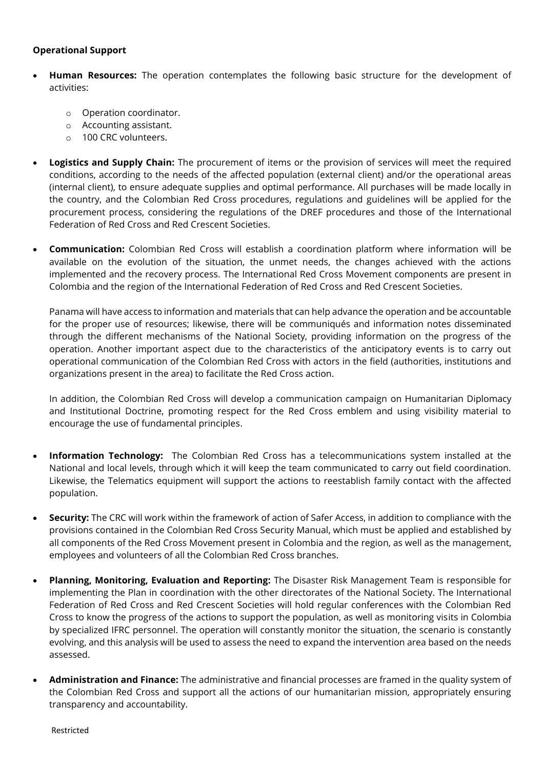**Operational Support**

- **Human Resources:** The operation contemplates the following basic structure for the development of activities:
    - Operation coordinator.
    - Accounting assistant.
    - 100 CRC volunteers.

- **Logistics and Supply Chain:** The procurement of items or the provision of services will meet the required conditions, according to the needs of the affected population (external client) and/or the operational areas (internal client), to ensure adequate supplies and optimal performance. All purchases will be made locally in the country, and the Colombian Red Cross procedures, regulations and guidelines will be applied for the procurement process, considering the regulations of the DREF procedures and those of the International Federation of Red Cross and Red Crescent Societies.

- **Communication:** Colombian Red Cross will establish a coordination platform where information will be available on the evolution of the situation, the unmet needs, the changes achieved with the actions implemented and the recovery process. The International Red Cross Movement components are present in Colombia and the region of the International Federation of Red Cross and Red Crescent Societies.

  Panama will have access to information and materials that can help advance the operation and be accountable for the proper use of resources; likewise, there will be communiqués and information notes disseminated through the different mechanisms of the National Society, providing information on the progress of the operation. Another important aspect due to the characteristics of the anticipatory events is to carry out operational communication of the Colombian Red Cross with actors in the field (authorities, institutions and organizations present in the area) to facilitate the Red Cross action.

  In addition, the Colombian Red Cross will develop a communication campaign on Humanitarian Diplomacy and Institutional Doctrine, promoting respect for the Red Cross emblem and using visibility material to encourage the use of fundamental principles.

- **Information Technology:** The Colombian Red Cross has a telecommunications system installed at the National and local levels, through which it will keep the team communicated to carry out field coordination. Likewise, the Telematics equipment will support the actions to reestablish family contact with the affected population.

- **Security:** The CRC will work within the framework of action of Safer Access, in addition to compliance with the provisions contained in the Colombian Red Cross Security Manual, which must be applied and established by all components of the Red Cross Movement present in Colombia and the region, as well as the management, employees and volunteers of all the Colombian Red Cross branches.

- **Planning, Monitoring, Evaluation and Reporting:** The Disaster Risk Management Team is responsible for implementing the Plan in coordination with the other directorates of the National Society. The International Federation of Red Cross and Red Crescent Societies will hold regular conferences with the Colombian Red Cross to know the progress of the actions to support the population, as well as monitoring visits in Colombia by specialized IFRC personnel. The operation will constantly monitor the situation, the scenario is constantly evolving, and this analysis will be used to assess the need to expand the intervention area based on the needs assessed.

- **Administration and Finance:** The administrative and financial processes are framed in the quality system of the Colombian Red Cross and support all the actions of our humanitarian mission, appropriately ensuring transparency and accountability.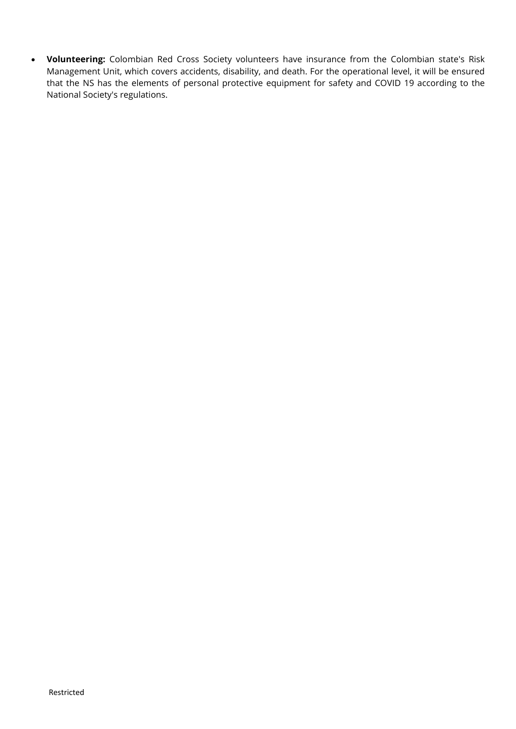- **Volunteering:** Colombian Red Cross Society volunteers have insurance from the Colombian state's Risk Management Unit, which covers accidents, disability, and death. For the operational level, it will be ensured that the NS has the elements of personal protective equipment for safety and COVID 19 according to the National Society's regulations.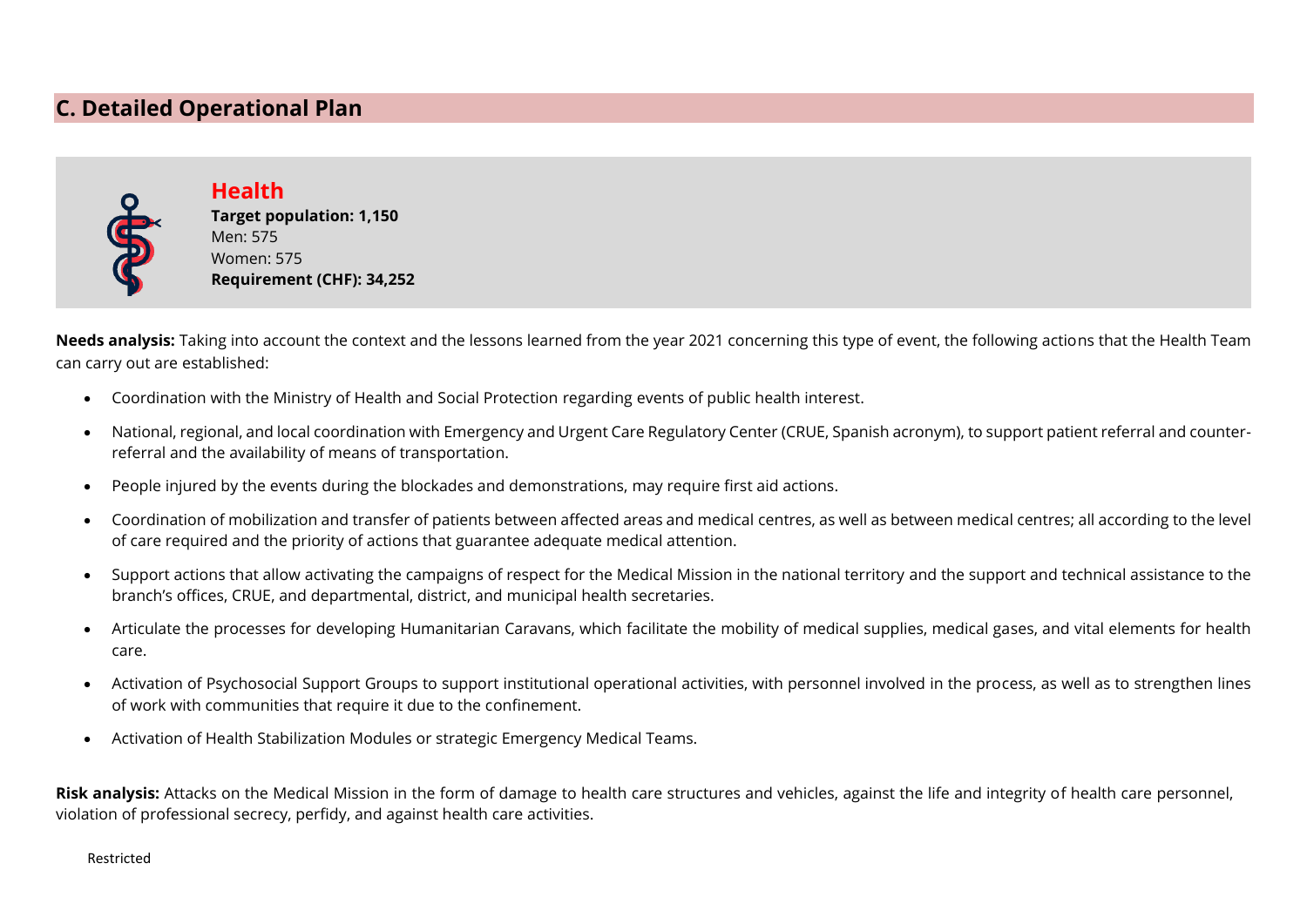## C. Detailed Operational Plan

### Health

**Target population: 1,150**
Men: 575
Women: 575
**Requirement (CHF): 34,252**

**Needs analysis:** Taking into account the context and the lessons learned from the year 2021 concerning this type of event, the following actions that the Health Team can carry out are established:

- Coordination with the Ministry of Health and Social Protection regarding events of public health interest.
- National, regional, and local coordination with Emergency and Urgent Care Regulatory Center (CRUE, Spanish acronym), to support patient referral and counter-referral and the availability of means of transportation.
- People injured by the events during the blockades and demonstrations, may require first aid actions.
- Coordination of mobilization and transfer of patients between affected areas and medical centres, as well as between medical centres; all according to the level of care required and the priority of actions that guarantee adequate medical attention.
- Support actions that allow activating the campaigns of respect for the Medical Mission in the national territory and the support and technical assistance to the branch's offices, CRUE, and departmental, district, and municipal health secretaries.
- Articulate the processes for developing Humanitarian Caravans, which facilitate the mobility of medical supplies, medical gases, and vital elements for health care.
- Activation of Psychosocial Support Groups to support institutional operational activities, with personnel involved in the process, as well as to strengthen lines of work with communities that require it due to the confinement.
- Activation of Health Stabilization Modules or strategic Emergency Medical Teams.

**Risk analysis:** Attacks on the Medical Mission in the form of damage to health care structures and vehicles, against the life and integrity of health care personnel, violation of professional secrecy, perfidy, and against health care activities.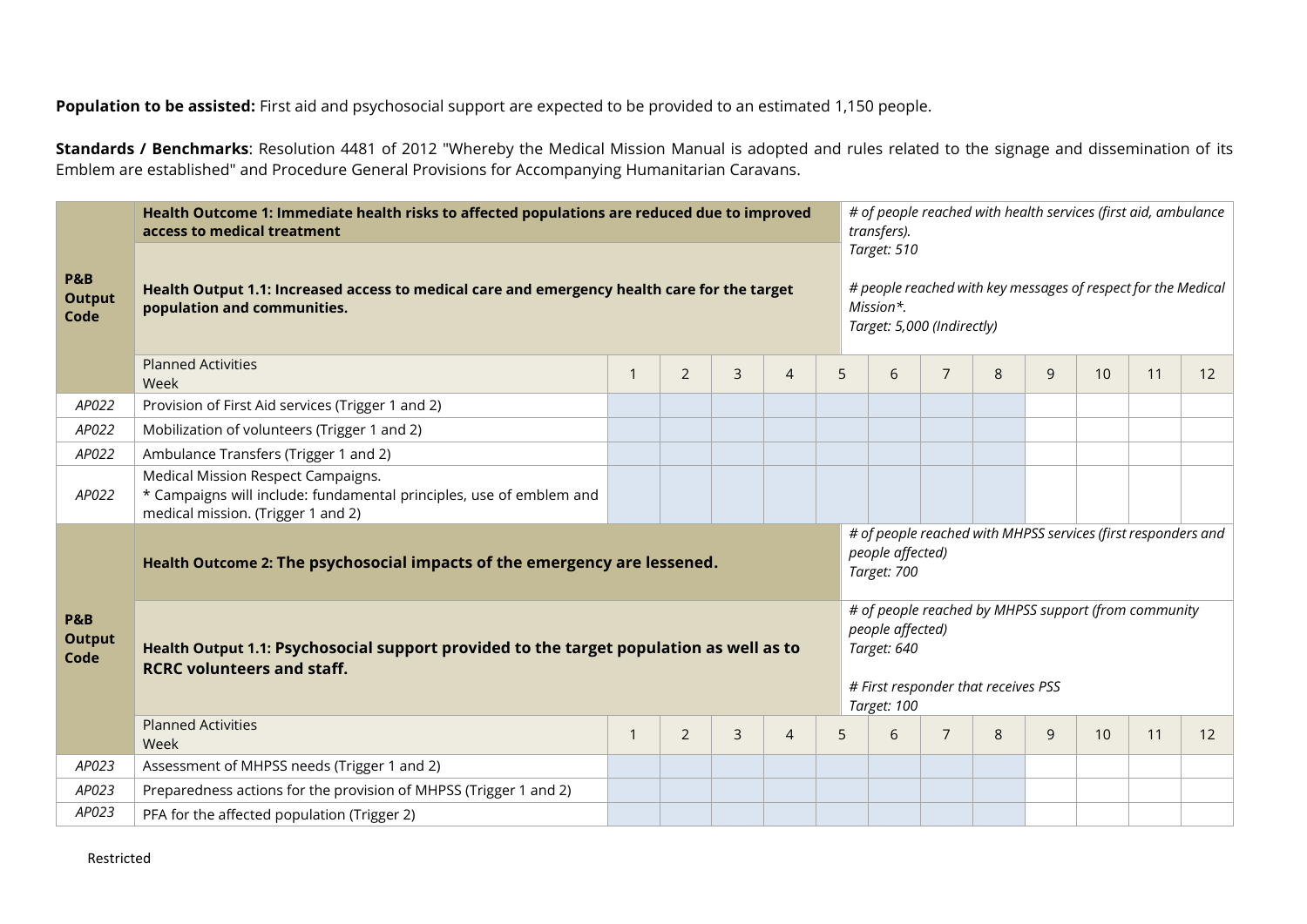**Population to be assisted:** First aid and psychosocial support are expected to be provided to an estimated 1,150 people.

**Standards / Benchmarks**: Resolution 4481 of 2012 "Whereby the Medical Mission Manual is adopted and rules related to the signage and dissemination of its Emblem are established" and Procedure General Provisions for Accompanying Humanitarian Caravans.

| P&B Output Code | **Health Outcome 1: Immediate health risks to affected populations are reduced due to improved access to medical treatment** | | | | | | *# of people reached with health services (first aid, ambulance transfers).*<br>*Target: 510*<br><br>*# people reached with key messages of respect for the Medical Mission\*.*<br>*Target: 5,000 (Indirectly)* | | | | | | |
|---|---|---|---|---|---|---|---|---|---|---|---|---|---|
| | **Health Output 1.1: Increased access to medical care and emergency health care for the target population and communities.** | | | | | | | | | | | | |
| | Planned Activities<br>Week | 1 | 2 | 3 | 4 | 5 | 6 | 7 | 8 | 9 | 10 | 11 | 12 |
| *AP022* | Provision of First Aid services (Trigger 1 and 2) | | | | | | | | | | | | |
| *AP022* | Mobilization of volunteers (Trigger 1 and 2) | | | | | | | | | | | | |
| *AP022* | Ambulance Transfers (Trigger 1 and 2) | | | | | | | | | | | | |
| *AP022* | Medical Mission Respect Campaigns.<br>* Campaigns will include: fundamental principles, use of emblem and medical mission. (Trigger 1 and 2) | | | | | | | | | | | | |
| P&B Output Code | **Health Outcome 2: The psychosocial impacts of the emergency are lessened.** | | | | | | *# of people reached with MHPSS services (first responders and people affected)*<br>*Target: 700* | | | | | | |
| | **Health Output 1.1: Psychosocial support provided to the target population as well as to RCRC volunteers and staff.** | | | | | | *# of people reached by MHPSS support (from community people affected)*<br>*Target: 640*<br><br>*# First responder that receives PSS*<br>*Target: 100* | | | | | | |
| | Planned Activities<br>Week | 1 | 2 | 3 | 4 | 5 | 6 | 7 | 8 | 9 | 10 | 11 | 12 |
| *AP023* | Assessment of MHPSS needs (Trigger 1 and 2) | | | | | | | | | | | | |
| *AP023* | Preparedness actions for the provision of MHPSS (Trigger 1 and 2) | | | | | | | | | | | | |
| *AP023* | PFA for the affected population (Trigger 2) | | | | | | | | | | | | |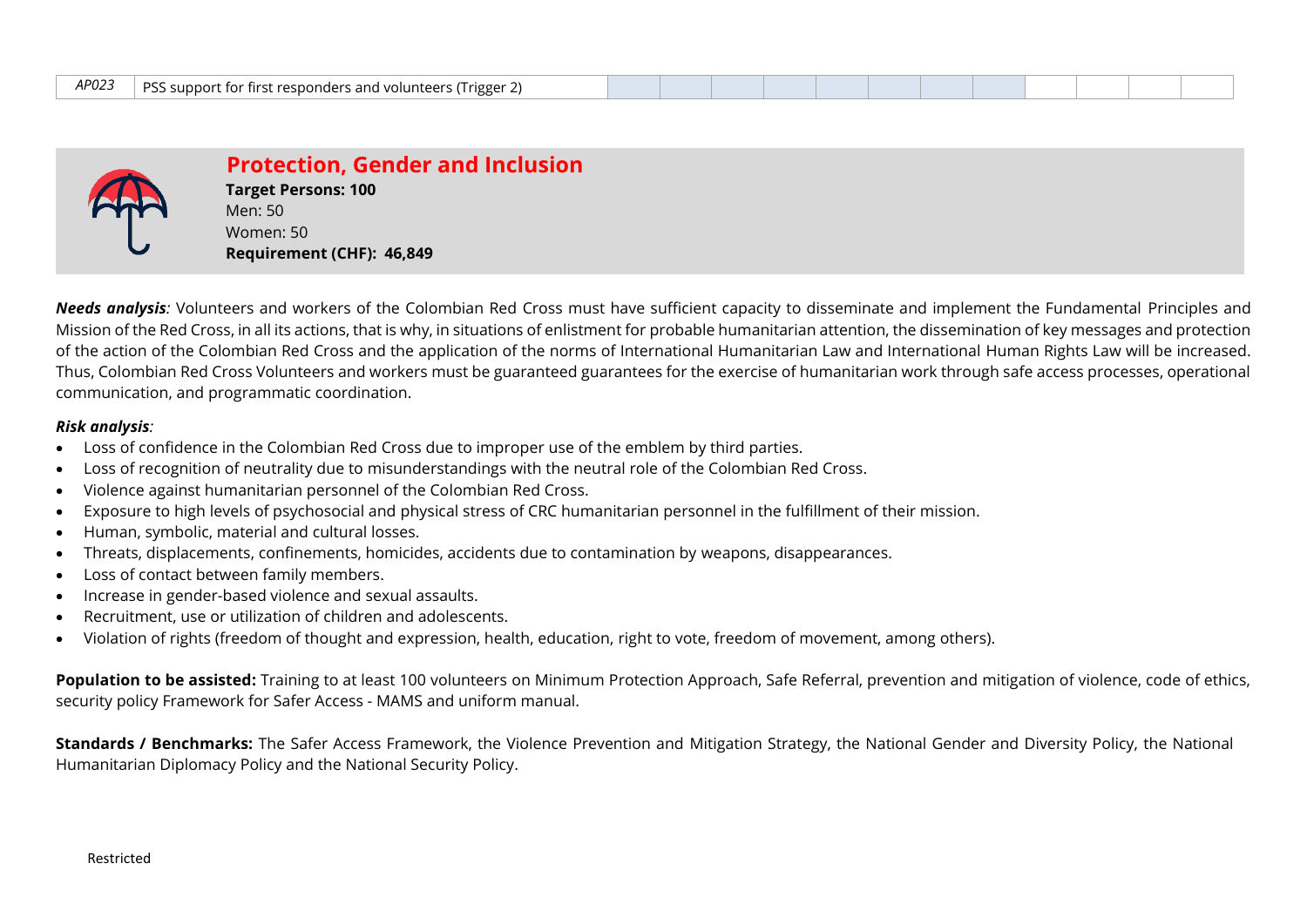| AP023 | PSS support for first responders and volunteers (Trigger 2) | | | | | | | | | | | | |
|---|---|---|---|---|---|---|---|---|---|---|---|---|---|

## Protection, Gender and Inclusion

**Target Persons: 100**
Men: 50
Women: 50
**Requirement (CHF): 46,849**

***Needs analysis**:* Volunteers and workers of the Colombian Red Cross must have sufficient capacity to disseminate and implement the Fundamental Principles and Mission of the Red Cross, in all its actions, that is why, in situations of enlistment for probable humanitarian attention, the dissemination of key messages and protection of the action of the Colombian Red Cross and the application of the norms of International Humanitarian Law and International Human Rights Law will be increased. Thus, Colombian Red Cross Volunteers and workers must be guaranteed guarantees for the exercise of humanitarian work through safe access processes, operational communication, and programmatic coordination.

***Risk analysis**:*

- Loss of confidence in the Colombian Red Cross due to improper use of the emblem by third parties.
- Loss of recognition of neutrality due to misunderstandings with the neutral role of the Colombian Red Cross.
- Violence against humanitarian personnel of the Colombian Red Cross.
- Exposure to high levels of psychosocial and physical stress of CRC humanitarian personnel in the fulfillment of their mission.
- Human, symbolic, material and cultural losses.
- Threats, displacements, confinements, homicides, accidents due to contamination by weapons, disappearances.
- Loss of contact between family members.
- Increase in gender-based violence and sexual assaults.
- Recruitment, use or utilization of children and adolescents.
- Violation of rights (freedom of thought and expression, health, education, right to vote, freedom of movement, among others).

**Population to be assisted:** Training to at least 100 volunteers on Minimum Protection Approach, Safe Referral, prevention and mitigation of violence, code of ethics, security policy Framework for Safer Access - MAMS and uniform manual.

**Standards / Benchmarks:** The Safer Access Framework, the Violence Prevention and Mitigation Strategy, the National Gender and Diversity Policy, the National Humanitarian Diplomacy Policy and the National Security Policy.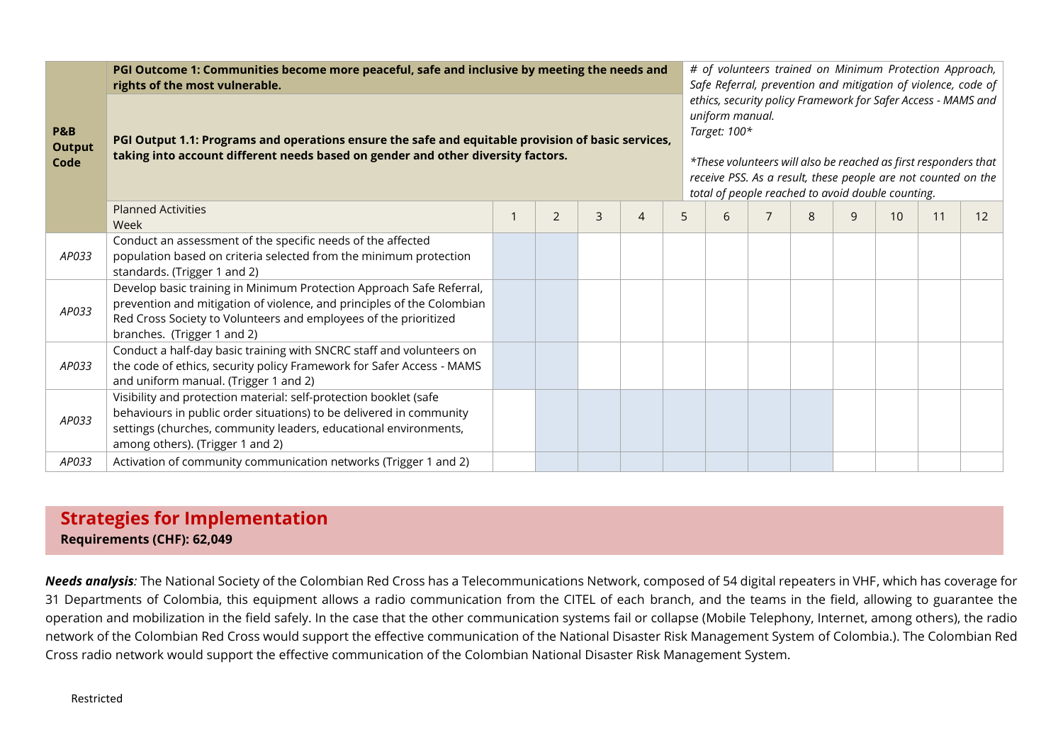| P&B Output Code | PGI Outcome 1: Communities become more peaceful, safe and inclusive by meeting the needs and rights of the most vulnerable. | | | | | | | | | | | | | # of volunteers trained on Minimum Protection Approach, Safe Referral, prevention and mitigation of violence, code of ethics, security policy Framework for Safer Access - MAMS and uniform manual. Target: 100* *These volunteers will also be reached as first responders that receive PSS. As a result, these people are not counted on the total of people reached to avoid double counting. |
|---|---|---|---|---|---|---|---|---|---|---|---|---|---|---|
| | **PGI Output 1.1: Programs and operations ensure the safe and equitable provision of basic services, taking into account different needs based on gender and other diversity factors.** | | | | | | | | | | | | | |
| | Planned Activities / Week | 1 | 2 | 3 | 4 | 5 | 6 | 7 | 8 | 9 | 10 | 11 | 12 | |
| *AP033* | Conduct an assessment of the specific needs of the affected population based on criteria selected from the minimum protection standards. (Trigger 1 and 2) | | | | | | | | | | | | | |
| *AP033* | Develop basic training in Minimum Protection Approach Safe Referral, prevention and mitigation of violence, and principles of the Colombian Red Cross Society to Volunteers and employees of the prioritized branches. (Trigger 1 and 2) | | | | | | | | | | | | | |
| *AP033* | Conduct a half-day basic training with SNCRC staff and volunteers on the code of ethics, security policy Framework for Safer Access - MAMS and uniform manual. (Trigger 1 and 2) | | | | | | | | | | | | | |
| *AP033* | Visibility and protection material: self-protection booklet (safe behaviours in public order situations) to be delivered in community settings (churches, community leaders, educational environments, among others). (Trigger 1 and 2) | | | | | | | | | | | | | |
| *AP033* | Activation of community communication networks (Trigger 1 and 2) | | | | | | | | | | | | | |

## Strategies for Implementation

**Requirements (CHF): 62,049**

***Needs analysis**:* The National Society of the Colombian Red Cross has a Telecommunications Network, composed of 54 digital repeaters in VHF, which has coverage for 31 Departments of Colombia, this equipment allows a radio communication from the CITEL of each branch, and the teams in the field, allowing to guarantee the operation and mobilization in the field safely. In the case that the other communication systems fail or collapse (Mobile Telephony, Internet, among others), the radio network of the Colombian Red Cross would support the effective communication of the National Disaster Risk Management System of Colombia.). The Colombian Red Cross radio network would support the effective communication of the Colombian National Disaster Risk Management System.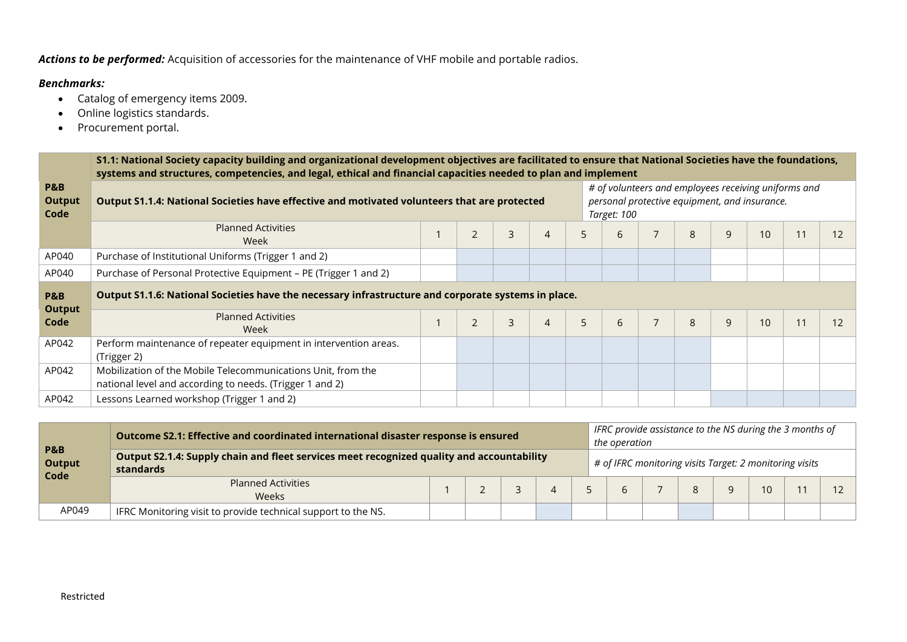***Actions to be performed:*** Acquisition of accessories for the maintenance of VHF mobile and portable radios.

***Benchmarks:***

- Catalog of emergency items 2009.
- Online logistics standards.
- Procurement portal.

| P&B Output Code | S1.1: National Society capacity building and organizational development objectives are facilitated to ensure that National Societies have the foundations, systems and structures, competencies, and legal, ethical and financial capacities needed to plan and implement | | | | | | | | | | | | |
|---|---|---|---|---|---|---|---|---|---|---|---|---|---|
| | **Output S1.1.4: National Societies have effective and motivated volunteers that are protected** | | | | | | *# of volunteers and employees receiving uniforms and personal protective equipment, and insurance. Target: 100* | | | | | | |
| | Planned Activities Week | 1 | 2 | 3 | 4 | 5 | 6 | 7 | 8 | 9 | 10 | 11 | 12 |
| AP040 | Purchase of Institutional Uniforms (Trigger 1 and 2) | | | | | | | | | | | | |
| AP040 | Purchase of Personal Protective Equipment – PE (Trigger 1 and 2) | | | | | | | | | | | | |
| **P&B Output Code** | **Output S1.1.6: National Societies have the necessary infrastructure and corporate systems in place.** | | | | | | | | | | | | |
| | Planned Activities Week | 1 | 2 | 3 | 4 | 5 | 6 | 7 | 8 | 9 | 10 | 11 | 12 |
| AP042 | Perform maintenance of repeater equipment in intervention areas. (Trigger 2) | | | | | | | | | | | | |
| AP042 | Mobilization of the Mobile Telecommunications Unit, from the national level and according to needs. (Trigger 1 and 2) | | | | | | | | | | | | |
| AP042 | Lessons Learned workshop (Trigger 1 and 2) | | | | | | | | | | | | |

| P&B Output Code | Outcome S2.1: Effective and coordinated international disaster response is ensured | | | | | | *IFRC provide assistance to the NS during the 3 months of the operation* | | | | | | |
|---|---|---|---|---|---|---|---|---|---|---|---|---|---|
| | **Output S2.1.4: Supply chain and fleet services meet recognized quality and accountability standards** | | | | | | *# of IFRC monitoring visits Target: 2 monitoring visits* | | | | | | |
| | Planned Activities Weeks | 1 | 2 | 3 | 4 | 5 | 6 | 7 | 8 | 9 | 10 | 11 | 12 |
| AP049 | IFRC Monitoring visit to provide technical support to the NS. | | | | | | | | | | | | |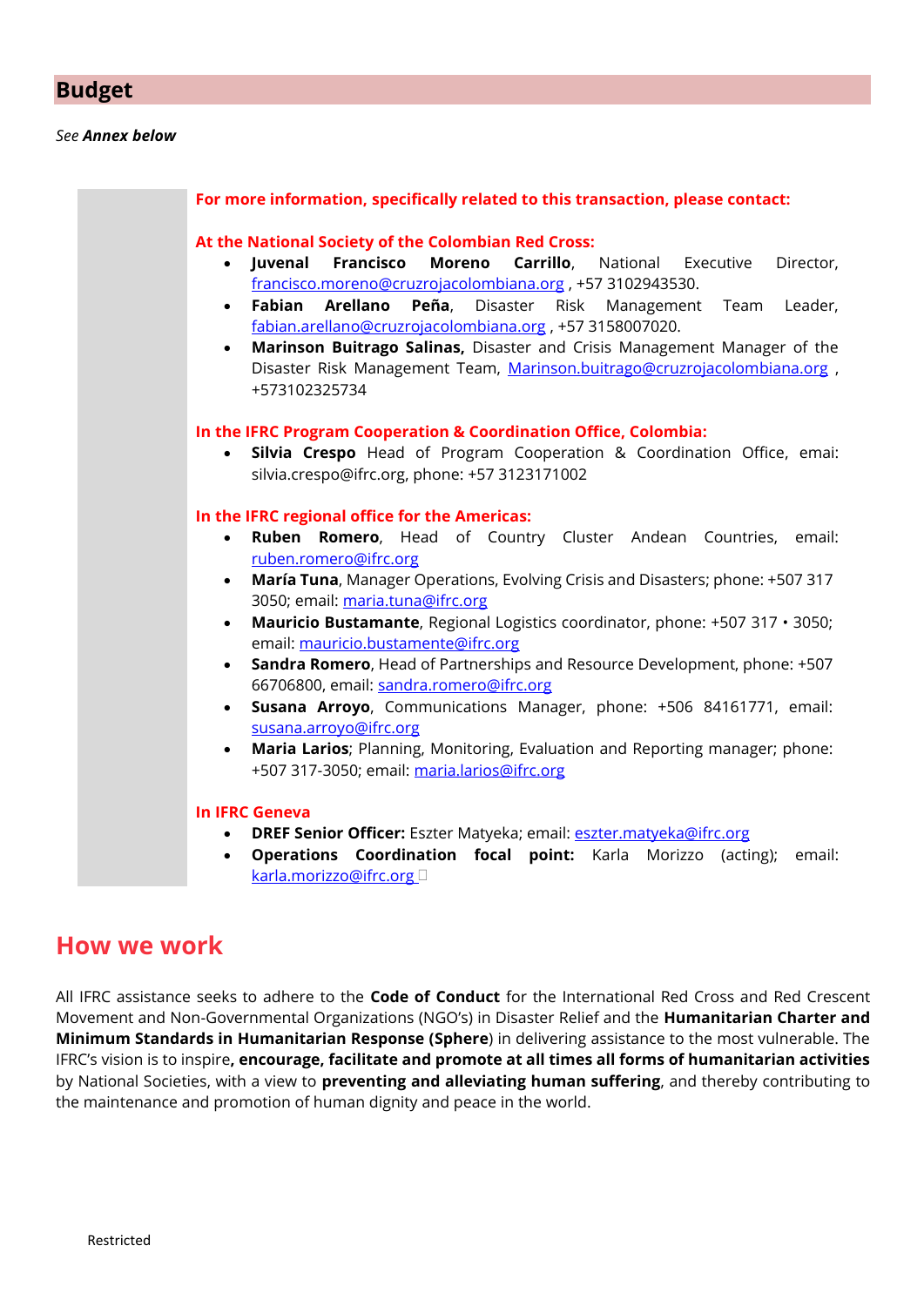## Budget

*See* ***Annex below***

**For more information, specifically related to this transaction, please contact:**

**At the National Society of the Colombian Red Cross:**

- **Juvenal Francisco Moreno Carrillo**, National Executive Director, francisco.moreno@cruzrojacolombiana.org , +57 3102943530.
- **Fabian Arellano Peña**, Disaster Risk Management Team Leader, fabian.arellano@cruzrojacolombiana.org , +57 3158007020.
- **Marinson Buitrago Salinas,** Disaster and Crisis Management Manager of the Disaster Risk Management Team, Marinson.buitrago@cruzrojacolombiana.org , +573102325734

**In the IFRC Program Cooperation & Coordination Office, Colombia:**

- **Silvia Crespo** Head of Program Cooperation & Coordination Office, emai: silvia.crespo@ifrc.org, phone: +57 3123171002

**In the IFRC regional office for the Americas:**

- **Ruben Romero**, Head of Country Cluster Andean Countries, email: ruben.romero@ifrc.org
- **María Tuna**, Manager Operations, Evolving Crisis and Disasters; phone: +507 317 3050; email: maria.tuna@ifrc.org
- **Mauricio Bustamante**, Regional Logistics coordinator, phone: +507 317 • 3050; email: mauricio.bustamente@ifrc.org
- **Sandra Romero**, Head of Partnerships and Resource Development, phone: +507 66706800, email: sandra.romero@ifrc.org
- **Susana Arroyo**, Communications Manager, phone: +506 84161771, email: susana.arroyo@ifrc.org
- **Maria Larios**; Planning, Monitoring, Evaluation and Reporting manager; phone: +507 317-3050; email: maria.larios@ifrc.org

**In IFRC Geneva**

- **DREF Senior Officer:** Eszter Matyeka; email: eszter.matyeka@ifrc.org
- **Operations Coordination focal point:** Karla Morizzo (acting); email: karla.morizzo@ifrc.org

## How we work

All IFRC assistance seeks to adhere to the **Code of Conduct** for the International Red Cross and Red Crescent Movement and Non-Governmental Organizations (NGO's) in Disaster Relief and the **Humanitarian Charter and Minimum Standards in Humanitarian Response (Sphere**) in delivering assistance to the most vulnerable. The IFRC's vision is to inspire**, encourage, facilitate and promote at all times all forms of humanitarian activities** by National Societies, with a view to **preventing and alleviating human suffering**, and thereby contributing to the maintenance and promotion of human dignity and peace in the world.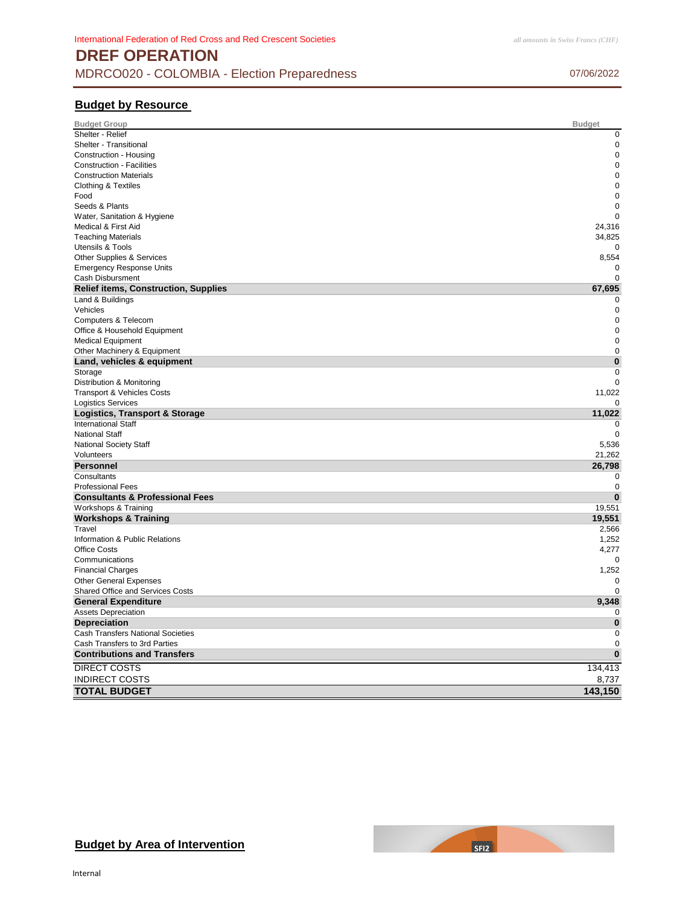International Federation of Red Cross and Red Crescent Societies

*all amounts in Swiss Francs (CHF)*

# DREF OPERATION

MDRCO020 - COLOMBIA - Election Preparedness

07/06/2022

## Budget by Resource

| Budget Group | Budget |
|---|---|
| Shelter - Relief | 0 |
| Shelter - Transitional | 0 |
| Construction - Housing | 0 |
| Construction - Facilities | 0 |
| Construction Materials | 0 |
| Clothing & Textiles | 0 |
| Food | 0 |
| Seeds & Plants | 0 |
| Water, Sanitation & Hygiene | 0 |
| Medical & First Aid | 24,316 |
| Teaching Materials | 34,825 |
| Utensils & Tools | 0 |
| Other Supplies & Services | 8,554 |
| Emergency Response Units | 0 |
| Cash Disbursment | 0 |
| **Relief items, Construction, Supplies** | **67,695** |
| Land & Buildings | 0 |
| Vehicles | 0 |
| Computers & Telecom | 0 |
| Office & Household Equipment | 0 |
| Medical Equipment | 0 |
| Other Machinery & Equipment | 0 |
| **Land, vehicles & equipment** | **0** |
| Storage | 0 |
| Distribution & Monitoring | 0 |
| Transport & Vehicles Costs | 11,022 |
| Logistics Services | 0 |
| **Logistics, Transport & Storage** | **11,022** |
| International Staff | 0 |
| National Staff | 0 |
| National Society Staff | 5,536 |
| Volunteers | 21,262 |
| **Personnel** | **26,798** |
| Consultants | 0 |
| Professional Fees | 0 |
| **Consultants & Professional Fees** | **0** |
| Workshops & Training | 19,551 |
| **Workshops & Training** | **19,551** |
| Travel | 2,566 |
| Information & Public Relations | 1,252 |
| Office Costs | 4,277 |
| Communications | 0 |
| Financial Charges | 1,252 |
| Other General Expenses | 0 |
| Shared Office and Services Costs | 0 |
| **General Expenditure** | **9,348** |
| Assets Depreciation | 0 |
| **Depreciation** | **0** |
| Cash Transfers National Societies | 0 |
| Cash Transfers to 3rd Parties | 0 |
| **Contributions and Transfers** | **0** |
| DIRECT COSTS | 134,413 |
| INDIRECT COSTS | 8,737 |
| **TOTAL BUDGET** | **143,150** |

## Budget by Area of Intervention

SFI2

Internal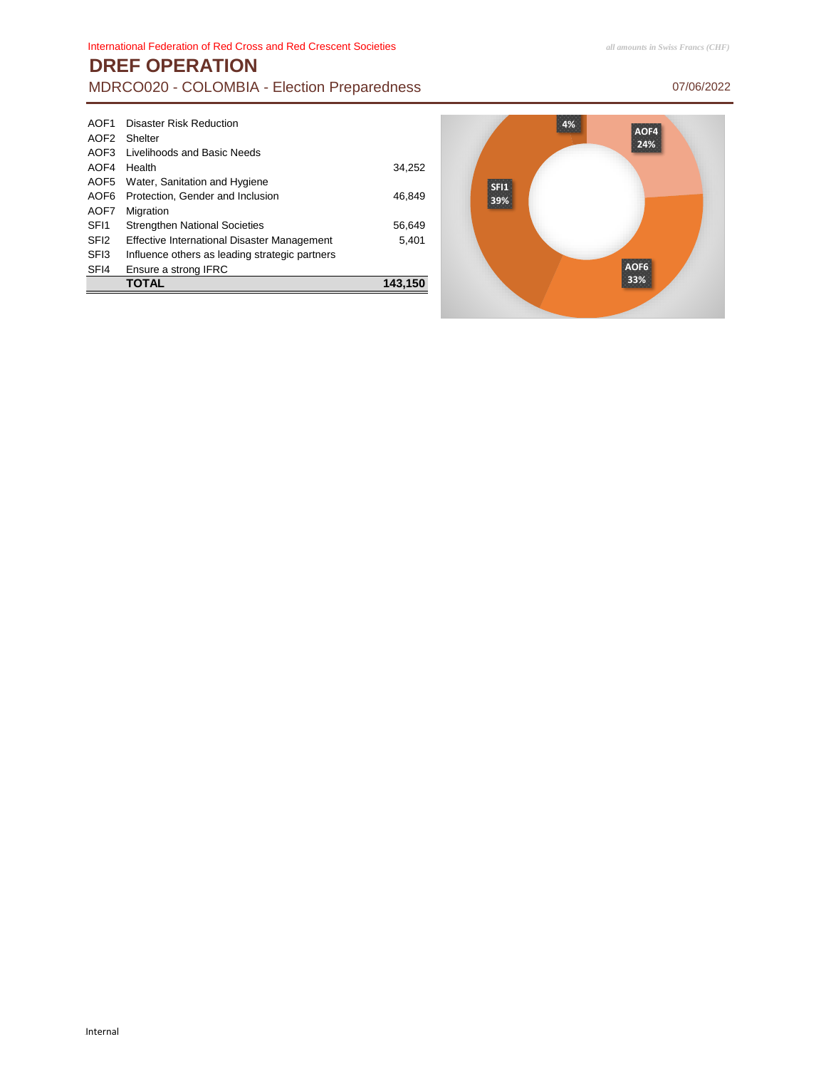International Federation of Red Cross and Red Crescent Societies

*all amounts in Swiss Francs (CHF)*

# DREF OPERATION

## MDRCO020 - COLOMBIA - Election Preparedness

07/06/2022

| | | |
|---|---|---|
| AOF1 | Disaster Risk Reduction | |
| AOF2 | Shelter | |
| AOF3 | Livelihoods and Basic Needs | |
| AOF4 | Health | 34,252 |
| AOF5 | Water, Sanitation and Hygiene | |
| AOF6 | Protection, Gender and Inclusion | 46,849 |
| AOF7 | Migration | |
| SFI1 | Strengthen National Societies | 56,649 |
| SFI2 | Effective International Disaster Management | 5,401 |
| SFI3 | Influence others as leading strategic partners | |
| SFI4 | Ensure a strong IFRC | |
| | **TOTAL** | **143,150** |

4%
AOF4 24%
SFI1 39%
AOF6 33%

Internal